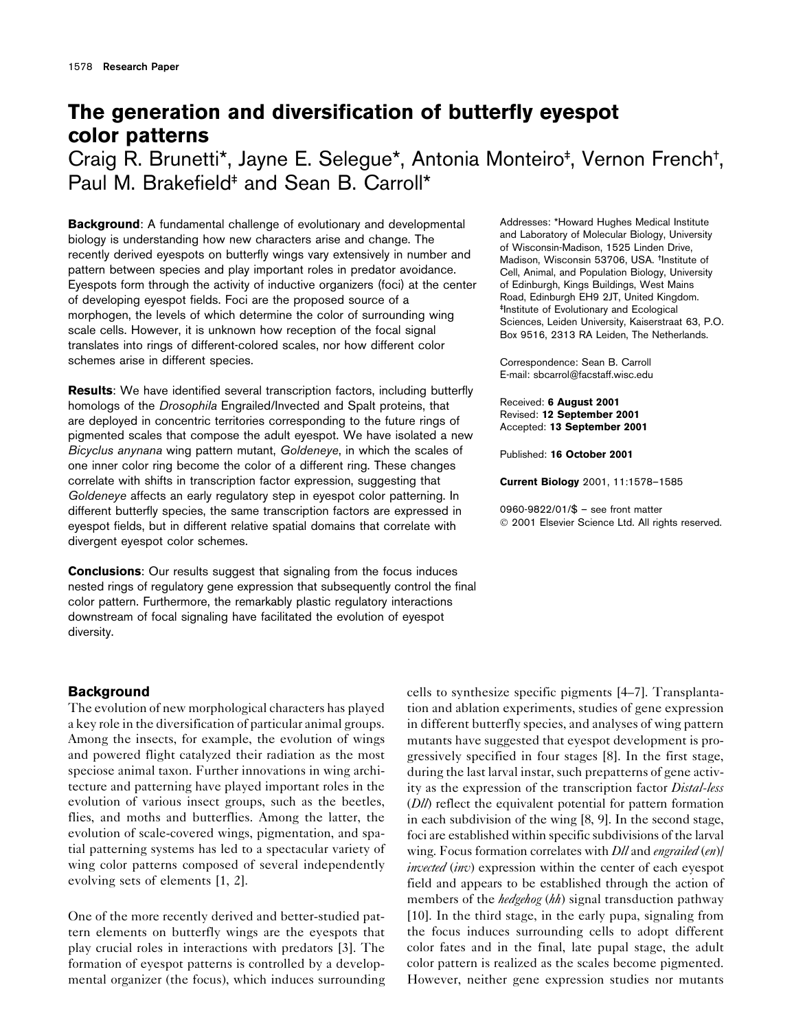# The generation and diversification of butterfly eyespot color patterns

Craig R. Brunetti*, Jayne E. Selegue*, Antonia Monteiro‡, Vernon French†, Paul M. Brakefield‡ and Sean B. Carroll*

**Background**: A fundamental challenge of evolutionary and developmental biology is understanding how new characters arise and change. The recently derived eyespots on butterfly wings vary extensively in number and pattern between species and play important roles in predator avoidance. Eyespots form through the activity of inductive organizers (foci) at the center of developing eyespot fields. Foci are the proposed source of a morphogen, the levels of which determine the color of surrounding wing scale cells. However, it is unknown how reception of the focal signal translates into rings of different-colored scales, nor how different color schemes arise in different species.

**Results**: We have identified several transcription factors, including butterfly homologs of the *Drosophila* Engrailed/Invected and Spalt proteins, that are deployed in concentric territories corresponding to the future rings of pigmented scales that compose the adult eyespot. We have isolated a new *Bicyclus anynana* wing pattern mutant, *Goldeneye*, in which the scales of one inner color ring become the color of a different ring. These changes correlate with shifts in transcription factor expression, suggesting that *Goldeneye* affects an early regulatory step in eyespot color patterning. In different butterfly species, the same transcription factors are expressed in eyespot fields, but in different relative spatial domains that correlate with divergent eyespot color schemes.

**Conclusions**: Our results suggest that signaling from the focus induces nested rings of regulatory gene expression that subsequently control the final color pattern. Furthermore, the remarkably plastic regulatory interactions downstream of focal signaling have facilitated the evolution of eyespot diversity.

Addresses: *Howard Hughes Medical Institute and Laboratory of Molecular Biology, University of Wisconsin-Madison, 1525 Linden Drive, Madison, Wisconsin 53706, USA. †Institute of Cell, Animal, and Population Biology, University of Edinburgh, Kings Buildings, West Mains Road, Edinburgh EH9 2JT, United Kingdom. ‡Institute of Evolutionary and Ecological Sciences, Leiden University, Kaiserstraat 63, P.O. Box 9516, 2313 RA Leiden, The Netherlands.

Correspondence: Sean B. Carroll
E-mail: sbcarrol@facstaff.wisc.edu

Received: **6 August 2001**
Revised: **12 September 2001**
Accepted: **13 September 2001**

Published: **16 October 2001**

**Current Biology** 2001, 11:1578–1585

0960-9822/01/$ – see front matter
© 2001 Elsevier Science Ltd. All rights reserved.

## Background

The evolution of new morphological characters has played a key role in the diversification of particular animal groups. Among the insects, for example, the evolution of wings and powered flight catalyzed their radiation as the most speciose animal taxon. Further innovations in wing architecture and patterning have played important roles in the evolution of various insect groups, such as the beetles, flies, and moths and butterflies. Among the latter, the evolution of scale-covered wings, pigmentation, and spatial patterning systems has led to a spectacular variety of wing color patterns composed of several independently evolving sets of elements [1, 2].

One of the more recently derived and better-studied pattern elements on butterfly wings are the eyespots that play crucial roles in interactions with predators [3]. The formation of eyespot patterns is controlled by a developmental organizer (the focus), which induces surrounding cells to synthesize specific pigments [4–7]. Transplantation and ablation experiments, studies of gene expression in different butterfly species, and analyses of wing pattern mutants have suggested that eyespot development is progressively specified in four stages [8]. In the first stage, during the last larval instar, such prepatterns of gene activity as the expression of the transcription factor *Distal-less* (*Dll*) reflect the equivalent potential for pattern formation in each subdivision of the wing [8, 9]. In the second stage, foci are established within specific subdivisions of the larval wing. Focus formation correlates with *Dll* and *engrailed* (*en*)/*invected* (*inv*) expression within the center of each eyespot field and appears to be established through the action of members of the *hedgehog* (*hh*) signal transduction pathway [10]. In the third stage, in the early pupa, signaling from the focus induces surrounding cells to adopt different color fates and in the final, late pupal stage, the adult color pattern is realized as the scales become pigmented. However, neither gene expression studies nor mutants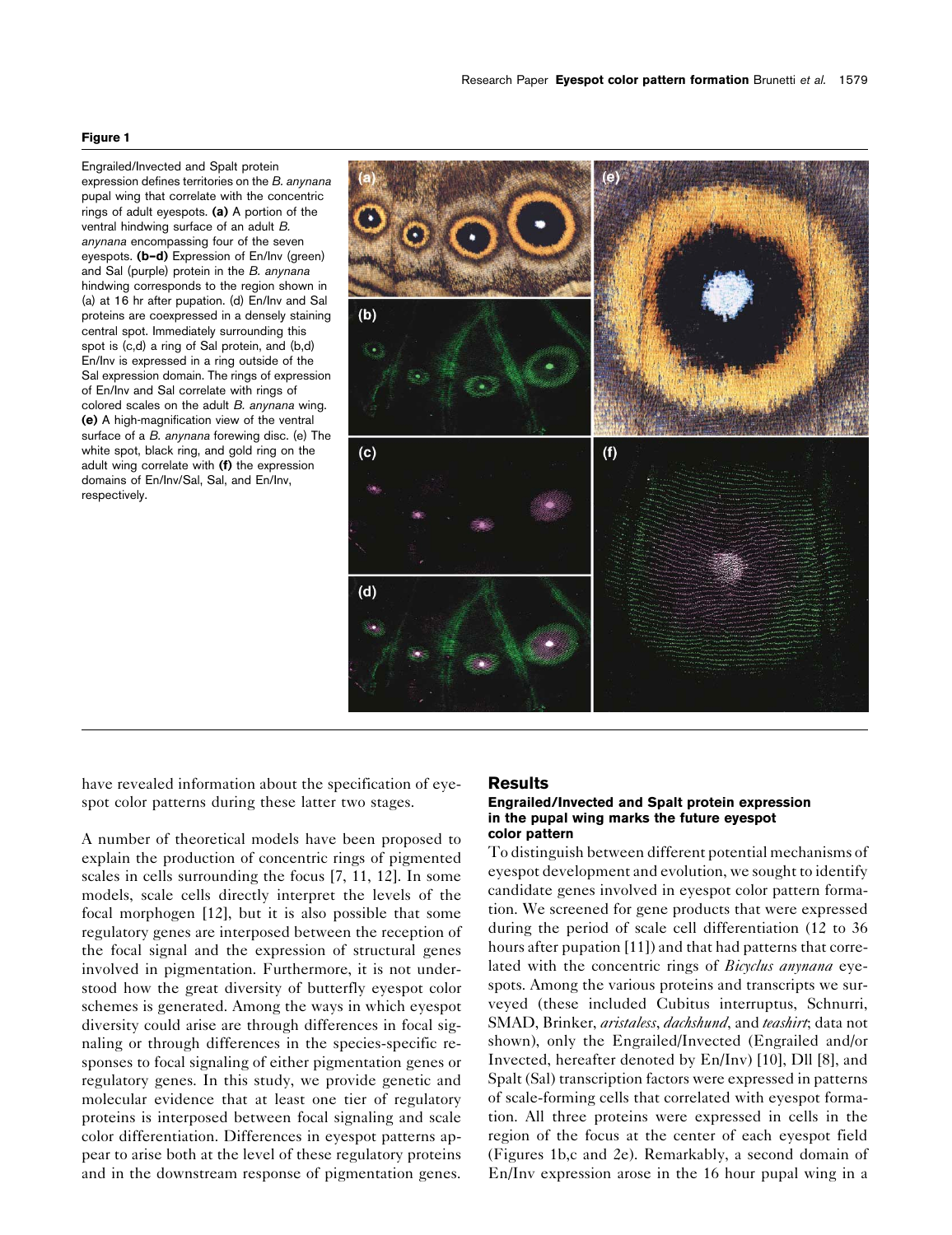**Figure 1**

Engrailed/Invected and Spalt protein expression defines territories on the *B. anynana* pupal wing that correlate with the concentric rings of adult eyespots. **(a)** A portion of the ventral hindwing surface of an adult *B. anynana* encompassing four of the seven eyespots. **(b–d)** Expression of En/Inv (green) and Sal (purple) protein in the *B. anynana* hindwing corresponds to the region shown in (a) at 16 hr after pupation. (d) En/Inv and Sal proteins are coexpressed in a densely staining central spot. Immediately surrounding this spot is (c,d) a ring of Sal protein, and (b,d) En/Inv is expressed in a ring outside of the Sal expression domain. The rings of expression of En/Inv and Sal correlate with rings of colored scales on the adult *B. anynana* wing. **(e)** A high-magnification view of the ventral surface of a *B. anynana* forewing disc. (e) The white spot, black ring, and gold ring on the adult wing correlate with **(f)** the expression domains of En/Inv/Sal, Sal, and En/Inv, respectively.

have revealed information about the specification of eyespot color patterns during these latter two stages.

A number of theoretical models have been proposed to explain the production of concentric rings of pigmented scales in cells surrounding the focus [7, 11, 12]. In some models, scale cells directly interpret the levels of the focal morphogen [12], but it is also possible that some regulatory genes are interposed between the reception of the focal signal and the expression of structural genes involved in pigmentation. Furthermore, it is not understood how the great diversity of butterfly eyespot color schemes is generated. Among the ways in which eyespot diversity could arise are through differences in focal signaling or through differences in the species-specific responses to focal signaling of either pigmentation genes or regulatory genes. In this study, we provide genetic and molecular evidence that at least one tier of regulatory proteins is interposed between focal signaling and scale color differentiation. Differences in eyespot patterns appear to arise both at the level of these regulatory proteins and in the downstream response of pigmentation genes.

## Results

### Engrailed/Invected and Spalt protein expression in the pupal wing marks the future eyespot color pattern

To distinguish between different potential mechanisms of eyespot development and evolution, we sought to identify candidate genes involved in eyespot color pattern formation. We screened for gene products that were expressed during the period of scale cell differentiation (12 to 36 hours after pupation [11]) and that had patterns that correlated with the concentric rings of *Bicyclus anynana* eyespots. Among the various proteins and transcripts we surveyed (these included Cubitus interruptus, Schnurri, SMAD, Brinker, *aristaless*, *dachshund*, and *teashirt*; data not shown), only the Engrailed/Invected (Engrailed and/or Invected, hereafter denoted by En/Inv) [10], Dll [8], and Spalt (Sal) transcription factors were expressed in patterns of scale-forming cells that correlated with eyespot formation. All three proteins were expressed in cells in the region of the focus at the center of each eyespot field (Figures 1b,c and 2e). Remarkably, a second domain of En/Inv expression arose in the 16 hour pupal wing in a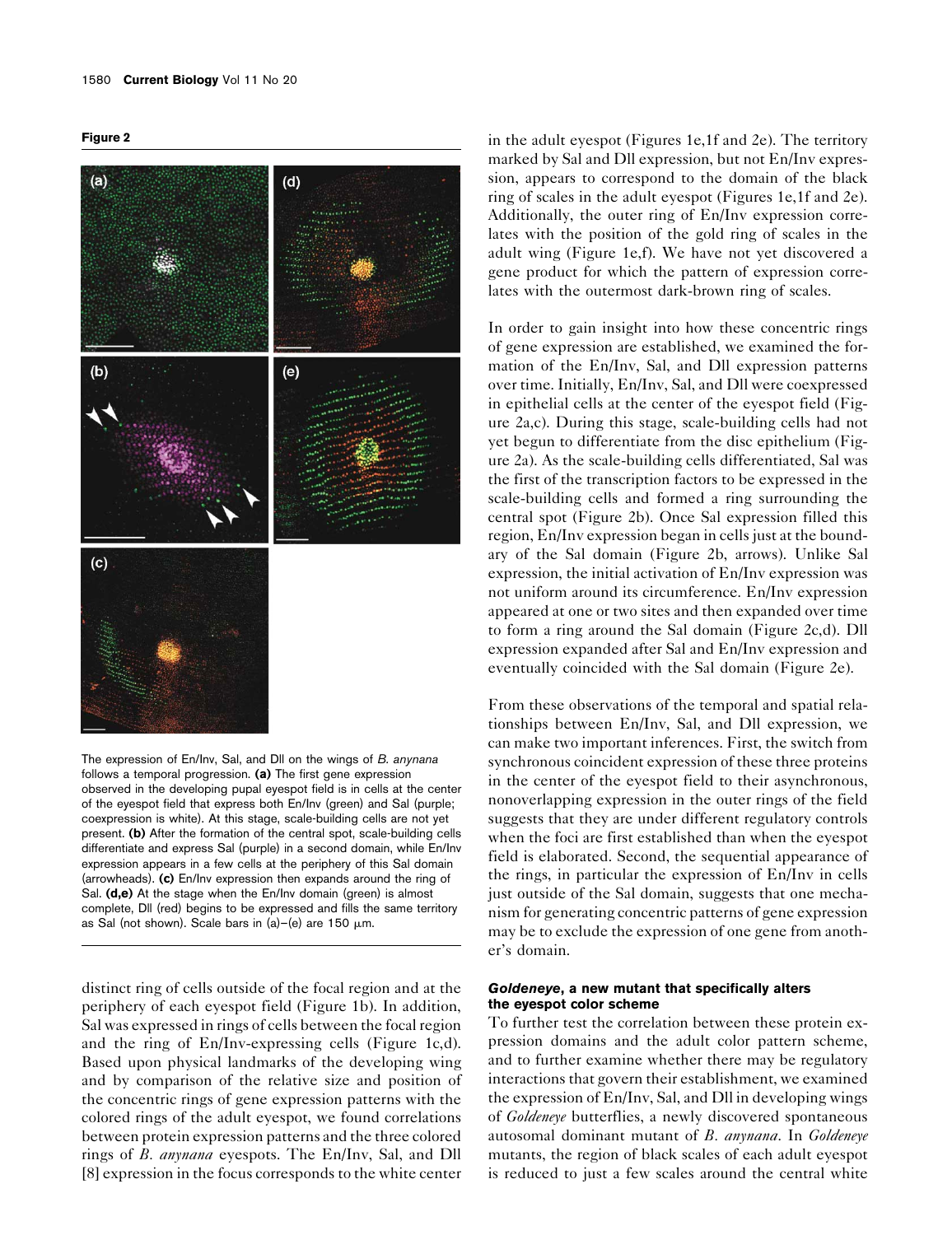**Figure 2**

The expression of En/Inv, Sal, and Dll on the wings of *B. anynana* follows a temporal progression. **(a)** The first gene expression observed in the developing pupal eyespot field is in cells at the center of the eyespot field that express both En/Inv (green) and Sal (purple; coexpression is white). At this stage, scale-building cells are not yet present. **(b)** After the formation of the central spot, scale-building cells differentiate and express Sal (purple) in a second domain, while En/Inv expression appears in a few cells at the periphery of this Sal domain (arrowheads). **(c)** En/Inv expression then expands around the ring of Sal. **(d,e)** At the stage when the En/Inv domain (green) is almost complete, Dll (red) begins to be expressed and fills the same territory as Sal (not shown). Scale bars in (a)–(e) are 150 μm.

distinct ring of cells outside of the focal region and at the periphery of each eyespot field (Figure 1b). In addition, Sal was expressed in rings of cells between the focal region and the ring of En/Inv-expressing cells (Figure 1c,d). Based upon physical landmarks of the developing wing and by comparison of the relative size and position of the concentric rings of gene expression patterns with the colored rings of the adult eyespot, we found correlations between protein expression patterns and the three colored rings of *B. anynana* eyespots. The En/Inv, Sal, and Dll [8] expression in the focus corresponds to the white center in the adult eyespot (Figures 1e,1f and 2e). The territory marked by Sal and Dll expression, but not En/Inv expression, appears to correspond to the domain of the black ring of scales in the adult eyespot (Figures 1e,1f and 2e). Additionally, the outer ring of En/Inv expression correlates with the position of the gold ring of scales in the adult wing (Figure 1e,f). We have not yet discovered a gene product for which the pattern of expression correlates with the outermost dark-brown ring of scales.

In order to gain insight into how these concentric rings of gene expression are established, we examined the formation of the En/Inv, Sal, and Dll expression patterns over time. Initially, En/Inv, Sal, and Dll were coexpressed in epithelial cells at the center of the eyespot field (Figure 2a,c). During this stage, scale-building cells had not yet begun to differentiate from the disc epithelium (Figure 2a). As the scale-building cells differentiated, Sal was the first of the transcription factors to be expressed in the scale-building cells and formed a ring surrounding the central spot (Figure 2b). Once Sal expression filled this region, En/Inv expression began in cells just at the boundary of the Sal domain (Figure 2b, arrows). Unlike Sal expression, the initial activation of En/Inv expression was not uniform around its circumference. En/Inv expression appeared at one or two sites and then expanded over time to form a ring around the Sal domain (Figure 2c,d). Dll expression expanded after Sal and En/Inv expression and eventually coincided with the Sal domain (Figure 2e).

From these observations of the temporal and spatial relationships between En/Inv, Sal, and Dll expression, we can make two important inferences. First, the switch from synchronous coincident expression of these three proteins in the center of the eyespot field to their asynchronous, nonoverlapping expression in the outer rings of the field suggests that they are under different regulatory controls when the foci are first established than when the eyespot field is elaborated. Second, the sequential appearance of the rings, in particular the expression of En/Inv in cells just outside of the Sal domain, suggests that one mechanism for generating concentric patterns of gene expression may be to exclude the expression of one gene from another's domain.

### *Goldeneye*, a new mutant that specifically alters the eyespot color scheme

To further test the correlation between these protein expression domains and the adult color pattern scheme, and to further examine whether there may be regulatory interactions that govern their establishment, we examined the expression of En/Inv, Sal, and Dll in developing wings of *Goldeneye* butterflies, a newly discovered spontaneous autosomal dominant mutant of *B. anynana*. In *Goldeneye* mutants, the region of black scales of each adult eyespot is reduced to just a few scales around the central white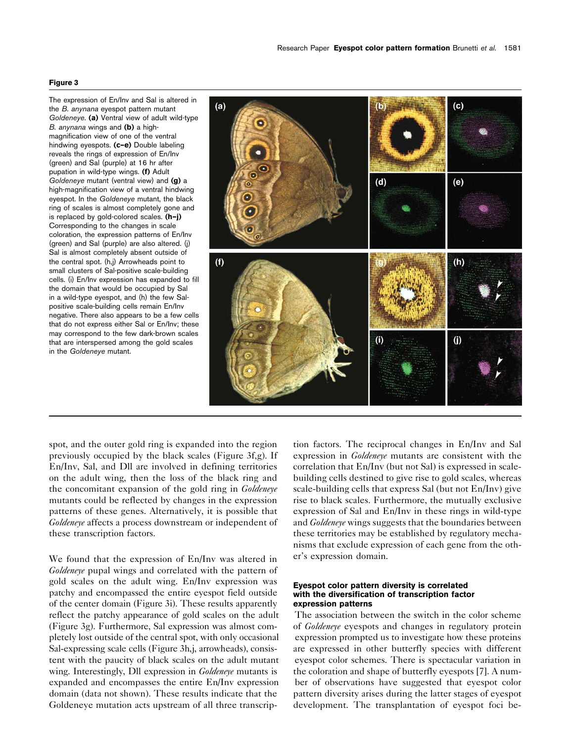**Figure 3**

The expression of En/Inv and Sal is altered in the *B. anynana* eyespot pattern mutant *Goldeneye*. **(a)** Ventral view of adult wild-type *B. anynana* wings and **(b)** a high-magnification view of one of the ventral hindwing eyespots. **(c–e)** Double labeling reveals the rings of expression of En/Inv (green) and Sal (purple) at 16 hr after pupation in wild-type wings. **(f)** Adult *Goldeneye* mutant (ventral view) and **(g)** a high-magnification view of a ventral hindwing eyespot. In the *Goldeneye* mutant, the black ring of scales is almost completely gone and is replaced by gold-colored scales. **(h–j)** Corresponding to the changes in scale coloration, the expression patterns of En/Inv (green) and Sal (purple) are also altered. (j) Sal is almost completely absent outside of the central spot. (h,j) Arrowheads point to small clusters of Sal-positive scale-building cells. (i) En/Inv expression has expanded to fill the domain that would be occupied by Sal in a wild-type eyespot, and (h) the few Sal-positive scale-building cells remain En/Inv negative. There also appears to be a few cells that do not express either Sal or En/Inv; these may correspond to the few dark-brown scales that are interspersed among the gold scales in the *Goldeneye* mutant.

spot, and the outer gold ring is expanded into the region previously occupied by the black scales (Figure 3f,g). If En/Inv, Sal, and Dll are involved in defining territories on the adult wing, then the loss of the black ring and the concomitant expansion of the gold ring in *Goldeneye* mutants could be reflected by changes in the expression patterns of these genes. Alternatively, it is possible that *Goldeneye* affects a process downstream or independent of these transcription factors.

We found that the expression of En/Inv was altered in *Goldeneye* pupal wings and correlated with the pattern of gold scales on the adult wing. En/Inv expression was patchy and encompassed the entire eyespot field outside of the center domain (Figure 3i). These results apparently reflect the patchy appearance of gold scales on the adult (Figure 3g). Furthermore, Sal expression was almost completely lost outside of the central spot, with only occasional Sal-expressing scale cells (Figure 3h,j, arrowheads), consistent with the paucity of black scales on the adult mutant wing. Interestingly, Dll expression in *Goldeneye* mutants is expanded and encompasses the entire En/Inv expression domain (data not shown). These results indicate that the Goldeneye mutation acts upstream of all three transcription factors. The reciprocal changes in En/Inv and Sal expression in *Goldeneye* mutants are consistent with the correlation that En/Inv (but not Sal) is expressed in scale-building cells destined to give rise to gold scales, whereas scale-building cells that express Sal (but not En/Inv) give rise to black scales. Furthermore, the mutually exclusive expression of Sal and En/Inv in these rings in wild-type and *Goldeneye* wings suggests that the boundaries between these territories may be established by regulatory mechanisms that exclude expression of each gene from the other's expression domain.

### Eyespot color pattern diversity is correlated with the diversification of transcription factor expression patterns

The association between the switch in the color scheme of *Goldeneye* eyespots and changes in regulatory protein expression prompted us to investigate how these proteins are expressed in other butterfly species with different eyespot color schemes. There is spectacular variation in the coloration and shape of butterfly eyespots [7]. A number of observations have suggested that eyespot color pattern diversity arises during the latter stages of eyespot development. The transplantation of eyespot foci be-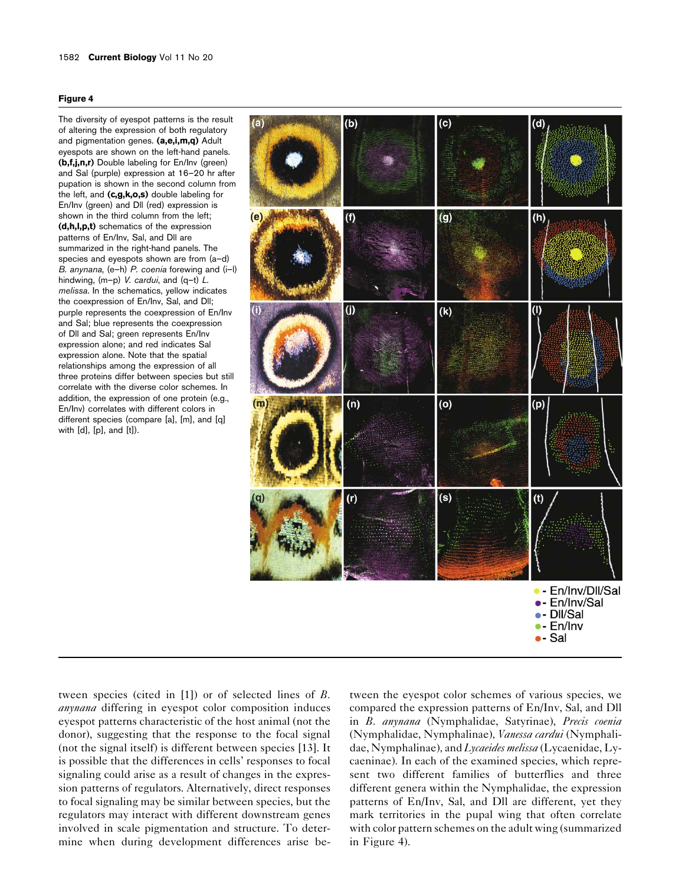**Figure 4**

The diversity of eyespot patterns is the result of altering the expression of both regulatory and pigmentation genes. **(a,e,i,m,q)** Adult eyespots are shown on the left-hand panels. **(b,f,j,n,r)** Double labeling for En/Inv (green) and Sal (purple) expression at 16–20 hr after pupation is shown in the second column from the left, and **(c,g,k,o,s)** double labeling for En/Inv (green) and Dll (red) expression is shown in the third column from the left; **(d,h,l,p,t)** schematics of the expression patterns of En/Inv, Sal, and Dll are summarized in the right-hand panels. The species and eyespots shown are from (a–d) *B. anynana*, (e–h) *P. coenia* forewing and (i–l) hindwing, (m–p) *V. cardui*, and (q–t) *L. melissa*. In the schematics, yellow indicates the coexpression of En/Inv, Sal, and Dll; purple represents the coexpression of En/Inv and Sal; blue represents the coexpression of Dll and Sal; green represents En/Inv expression alone; and red indicates Sal expression alone. Note that the spatial relationships among the expression of all three proteins differ between species but still correlate with the diverse color schemes. In addition, the expression of one protein (e.g., En/Inv) correlates with different colors in different species (compare [a], [m], and [q] with [d], [p], and [t]).

(a) (b) (c) (d)
(e) (f) (g) (h)
(i) (j) (k) (l)
(m) (n) (o) (p)
(q) (r) (s) (t)

- En/Inv/Dll/Sal
- En/Inv/Sal
- Dll/Sal
- En/Inv
- Sal

tween species (cited in [1]) or of selected lines of *B. anynana* differing in eyespot color composition induces eyespot patterns characteristic of the host animal (not the donor), suggesting that the response to the focal signal (not the signal itself) is different between species [13]. It is possible that the differences in cells' responses to focal signaling could arise as a result of changes in the expression patterns of regulators. Alternatively, direct responses to focal signaling may be similar between species, but the regulators may interact with different downstream genes involved in scale pigmentation and structure. To determine when during development differences arise between the eyespot color schemes of various species, we compared the expression patterns of En/Inv, Sal, and Dll in *B. anynana* (Nymphalidae, Satyrinae), *Precis coenia* (Nymphalidae, Nymphalinae), *Vanessa cardui* (Nymphalidae, Nymphalinae), and *Lycaeides melissa* (Lycaenidae, Lycaeninae). In each of the examined species, which represent two different families of butterflies and three different genera within the Nymphalidae, the expression patterns of En/Inv, Sal, and Dll are different, yet they mark territories in the pupal wing that often correlate with color pattern schemes on the adult wing (summarized in Figure 4).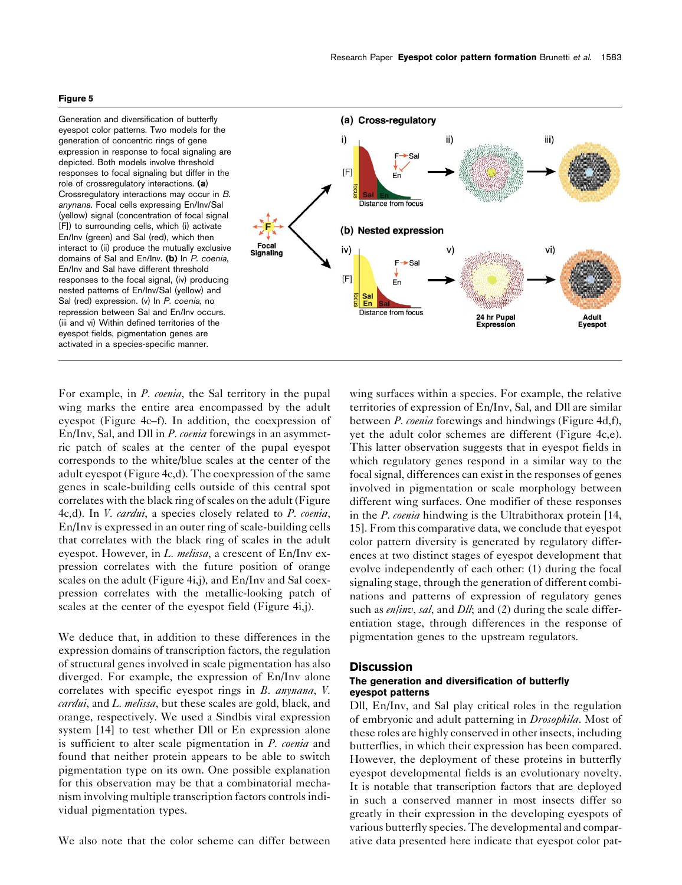**Figure 5**

Generation and diversification of butterfly eyespot color patterns. Two models for the generation of concentric rings of gene expression in response to focal signaling are depicted. Both models involve threshold responses to focal signaling but differ in the role of crossregulatory interactions. **(a)** Crossregulatory interactions may occur in *B. anynana*. Focal cells expressing En/Inv/Sal (yellow) signal (concentration of focal signal [F]) to surrounding cells, which (i) activate En/Inv (green) and Sal (red), which then interact to (ii) produce the mutually exclusive domains of Sal and En/Inv. **(b)** In *P. coenia*, En/Inv and Sal have different threshold responses to the focal signal, (iv) producing nested patterns of En/Inv/Sal (yellow) and Sal (red) expression. (v) In *P. coenia*, no repression between Sal and En/Inv occurs. (iii and vi) Within defined territories of the eyespot fields, pigmentation genes are activated in a species-specific manner.

For example, in *P. coenia*, the Sal territory in the pupal wing marks the entire area encompassed by the adult eyespot (Figure 4c–f). In addition, the coexpression of En/Inv, Sal, and Dll in *P. coenia* forewings in an asymmetric patch of scales at the center of the pupal eyespot corresponds to the white/blue scales at the center of the adult eyespot (Figure 4c,d). The coexpression of the same genes in scale-building cells outside of this central spot correlates with the black ring of scales on the adult (Figure 4c,d). In *V. cardui*, a species closely related to *P. coenia*, En/Inv is expressed in an outer ring of scale-building cells that correlates with the black ring of scales in the adult eyespot. However, in *L. melissa*, a crescent of En/Inv expression correlates with the future position of orange scales on the adult (Figure 4i,j), and En/Inv and Sal coexpression correlates with the metallic-looking patch of scales at the center of the eyespot field (Figure 4i,j).

We deduce that, in addition to these differences in the expression domains of transcription factors, the regulation of structural genes involved in scale pigmentation has also diverged. For example, the expression of En/Inv alone correlates with specific eyespot rings in *B. anynana*, *V. cardui*, and *L. melissa*, but these scales are gold, black, and orange, respectively. We used a Sindbis viral expression system [14] to test whether Dll or En expression alone is sufficient to alter scale pigmentation in *P. coenia* and found that neither protein appears to be able to switch pigmentation type on its own. One possible explanation for this observation may be that a combinatorial mechanism involving multiple transcription factors controls individual pigmentation types.

We also note that the color scheme can differ between wing surfaces within a species. For example, the relative territories of expression of En/Inv, Sal, and Dll are similar between *P. coenia* forewings and hindwings (Figure 4d,f), yet the adult color schemes are different (Figure 4c,e). This latter observation suggests that in eyespot fields in which regulatory genes respond in a similar way to the focal signal, differences can exist in the responses of genes involved in pigmentation or scale morphology between different wing surfaces. One modifier of these responses in the *P. coenia* hindwing is the Ultrabithorax protein [14, 15]. From this comparative data, we conclude that eyespot color pattern diversity is generated by regulatory differences at two distinct stages of eyespot development that evolve independently of each other: (1) during the focal signaling stage, through the generation of different combinations and patterns of expression of regulatory genes such as *en/inv*, *sal*, and *Dll*; and (2) during the scale differentiation stage, through differences in the response of pigmentation genes to the upstream regulators.

## Discussion

### The generation and diversification of butterfly eyespot patterns

Dll, En/Inv, and Sal play critical roles in the regulation of embryonic and adult patterning in *Drosophila*. Most of these roles are highly conserved in other insects, including butterflies, in which their expression has been compared. However, the deployment of these proteins in butterfly eyespot developmental fields is an evolutionary novelty. It is notable that transcription factors that are deployed in such a conserved manner in most insects differ so greatly in their expression in the developing eyespots of various butterfly species. The developmental and comparative data presented here indicate that eyespot color pat-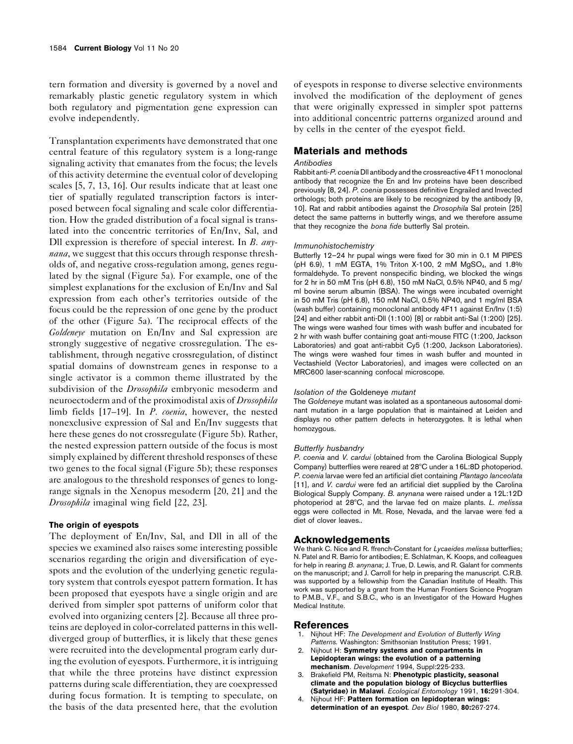tern formation and diversity is governed by a novel and remarkably plastic genetic regulatory system in which both regulatory and pigmentation gene expression can evolve independently.

Transplantation experiments have demonstrated that one central feature of this regulatory system is a long-range signaling activity that emanates from the focus; the levels of this activity determine the eventual color of developing scales [5, 7, 13, 16]. Our results indicate that at least one tier of spatially regulated transcription factors is interposed between focal signaling and scale color differentiation. How the graded distribution of a focal signal is translated into the concentric territories of En/Inv, Sal, and Dll expression is therefore of special interest. In *B. anynana*, we suggest that this occurs through response thresholds of, and negative cross-regulation among, genes regulated by the signal (Figure 5a). For example, one of the simplest explanations for the exclusion of En/Inv and Sal expression from each other's territories outside of the focus could be the repression of one gene by the product of the other (Figure 5a). The reciprocal effects of the *Goldeneye* mutation on En/Inv and Sal expression are strongly suggestive of negative crossregulation. The establishment, through negative crossregulation, of distinct spatial domains of downstream genes in response to a single activator is a common theme illustrated by the subdivision of the *Drosophila* embryonic mesoderm and neuroectoderm and of the proximodistal axis of *Drosophila* limb fields [17–19]. In *P. coenia*, however, the nested nonexclusive expression of Sal and En/Inv suggests that here these genes do not crossregulate (Figure 5b). Rather, the nested expression pattern outside of the focus is most simply explained by different threshold responses of these two genes to the focal signal (Figure 5b); these responses are analogous to the threshold responses of genes to long-range signals in the Xenopus mesoderm [20, 21] and the *Drosophila* imaginal wing field [22, 23].

### The origin of eyespots

The deployment of En/Inv, Sal, and Dll in all of the species we examined also raises some interesting possible scenarios regarding the origin and diversification of eyespots and the evolution of the underlying genetic regulatory system that controls eyespot pattern formation. It has been proposed that eyespots have a single origin and are derived from simpler spot patterns of uniform color that evolved into organizing centers [2]. Because all three proteins are deployed in color-correlated patterns in this well-diverged group of butterflies, it is likely that these genes were recruited into the developmental program early during the evolution of eyespots. Furthermore, it is intriguing that while the three proteins have distinct expression patterns during scale differentiation, they are coexpressed during focus formation. It is tempting to speculate, on the basis of the data presented here, that the evolution of eyespots in response to diverse selective environments involved the modification of the deployment of genes that were originally expressed in simpler spot patterns into additional concentric patterns organized around and by cells in the center of the eyespot field.

## Materials and methods

#### *Antibodies*

Rabbit anti-*P. coenia* Dll antibody and the crossreactive 4F11 monoclonal antibody that recognize the En and Inv proteins have been described previously [8, 24]. *P. coenia* possesses definitive Engrailed and Invected orthologs; both proteins are likely to be recognized by the antibody [9, 10]. Rat and rabbit antibodies against the *Drosophila* Sal protein [25] detect the same patterns in butterfly wings, and we therefore assume that they recognize the *bona fide* butterfly Sal protein.

#### *Immunohistochemistry*

Butterfly 12–24 hr pupal wings were fixed for 30 min in 0.1 M PIPES (pH 6.9), 1 mM EGTA, 1% Triton X-100, 2 mM $MgSO_4$, and 1.8% formaldehyde. To prevent nonspecific binding, we blocked the wings for 2 hr in 50 mM Tris (pH 6.8), 150 mM NaCl, 0.5% NP40, and 5 mg/ml bovine serum albumin (BSA). The wings were incubated overnight in 50 mM Tris (pH 6.8), 150 mM NaCl, 0.5% NP40, and 1 mg/ml BSA (wash buffer) containing monoclonal antibody 4F11 against En/Inv (1:5) [24] and either rabbit anti-Dll (1:100) [8] or rabbit anti-Sal (1:200) [25]. The wings were washed four times with wash buffer and incubated for 2 hr with wash buffer containing goat anti-mouse FITC (1:200, Jackson Laboratories) and goat anti-rabbit Cy5 (1:200, Jackson Laboratories). The wings were washed four times in wash buffer and mounted in Vectashield (Vector Laboratories), and images were collected on an MRC600 laser-scanning confocal microscope.

#### *Isolation of the* Goldeneye *mutant*

The *Goldeneye* mutant was isolated as a spontaneous autosomal dominant mutation in a large population that is maintained at Leiden and displays no other pattern defects in heterozygotes. It is lethal when homozygous.

#### *Butterfly husbandry*

*P. coenia* and *V. cardui* (obtained from the Carolina Biological Supply Company) butterflies were reared at 28°C under a 16L:8D photoperiod. *P. coenia* larvae were fed an artificial diet containing *Plantago lanceolata* [11], and *V. cardui* were fed an artificial diet supplied by the Carolina Biological Supply Company. *B. anynana* were raised under a 12L:12D photoperiod at 28°C, and the larvae fed on maize plants. *L. melissa* eggs were collected in Mt. Rose, Nevada, and the larvae were fed a diet of clover leaves..

## Acknowledgements

We thank C. Nice and R. ffrench-Constant for *Lycaeides melissa* butterflies; N. Patel and R. Barrio for antibodies; E. Schlatman, K. Koops, and colleagues for help in rearing *B. anynana*; J. True, D. Lewis, and R. Galant for comments on the manuscript; and J. Carroll for help in preparing the manuscript. C.R.B. was supported by a fellowship from the Canadian Institute of Health. This work was supported by a grant from the Human Frontiers Science Program to P.M.B., V.F., and S.B.C., who is an Investigator of the Howard Hughes Medical Institute.

## References

1. Nijhout HF: *The Development and Evolution of Butterfly Wing Patterns*. Washington: Smithsonian Institution Press; 1991.
2. Nijhout H: **Symmetry systems and compartments in Lepidopteran wings: the evolution of a patterning mechanism**. *Development* 1994, Suppl:225-233.
3. Brakefield PM, Reitsma N: **Phenotypic plasticity, seasonal climate and the population biology of Bicyclus butterflies (Satyridae) in Malawi**. *Ecological Entomology* 1991, **16**:291-304.
4. Nijhout HF: **Pattern formation on lepidopteran wings: determination of an eyespot**. *Dev Biol* 1980, **80**:267-274.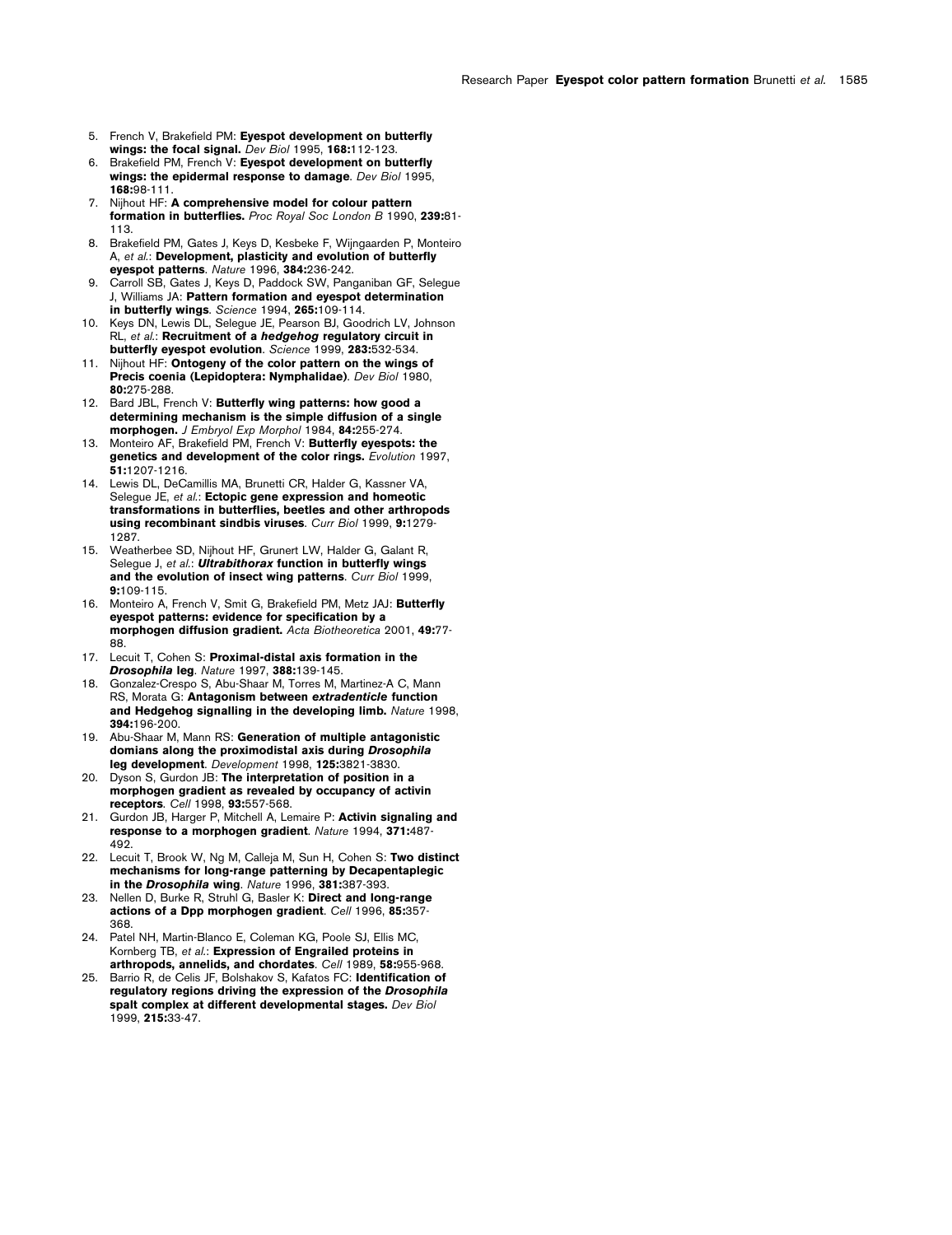5. French V, Brakefield PM: **Eyespot development on butterfly wings: the focal signal.** *Dev Biol* 1995, **168:**112-123.
6. Brakefield PM, French V: **Eyespot development on butterfly wings: the epidermal response to damage**. *Dev Biol* 1995, **168:**98-111.
7. Nijhout HF: **A comprehensive model for colour pattern formation in butterflies.** *Proc Royal Soc London B* 1990, **239:**81-113.
8. Brakefield PM, Gates J, Keys D, Kesbeke F, Wijngaarden P, Monteiro A, *et al.*: **Development, plasticity and evolution of butterfly eyespot patterns**. *Nature* 1996, **384:**236-242.
9. Carroll SB, Gates J, Keys D, Paddock SW, Panganiban GF, Selegue J, Williams JA: **Pattern formation and eyespot determination in butterfly wings**. *Science* 1994, **265:**109-114.
10. Keys DN, Lewis DL, Selegue JE, Pearson BJ, Goodrich LV, Johnson RL, *et al.*: **Recruitment of a *hedgehog* regulatory circuit in butterfly eyespot evolution**. *Science* 1999, **283:**532-534.
11. Nijhout HF: **Ontogeny of the color pattern on the wings of Precis coenia (Lepidoptera: Nymphalidae)**. *Dev Biol* 1980, **80:**275-288.
12. Bard JBL, French V: **Butterfly wing patterns: how good a determining mechanism is the simple diffusion of a single morphogen.** *J Embryol Exp Morphol* 1984, **84:**255-274.
13. Monteiro AF, Brakefield PM, French V: **Butterfly eyespots: the genetics and development of the color rings.** *Evolution* 1997, **51:**1207-1216.
14. Lewis DL, DeCamillis MA, Brunetti CR, Halder G, Kassner VA, Selegue JE, *et al.*: **Ectopic gene expression and homeotic transformations in butterflies, beetles and other arthropods using recombinant sindbis viruses**. *Curr Biol* 1999, **9:**1279-1287.
15. Weatherbee SD, Nijhout HF, Grunert LW, Halder G, Galant R, Selegue J, *et al.*: ***Ultrabithorax* function in butterfly wings and the evolution of insect wing patterns**. *Curr Biol* 1999, **9:**109-115.
16. Monteiro A, French V, Smit G, Brakefield PM, Metz JAJ: **Butterfly eyespot patterns: evidence for specification by a morphogen diffusion gradient.** *Acta Biotheoretica* 2001, **49:**77-88.
17. Lecuit T, Cohen S: **Proximal-distal axis formation in the *Drosophila* leg**. *Nature* 1997, **388:**139-145.
18. Gonzalez-Crespo S, Abu-Shaar M, Torres M, Martinez-A C, Mann RS, Morata G: **Antagonism between *extradenticle* function and Hedgehog signalling in the developing limb.** *Nature* 1998, **394:**196-200.
19. Abu-Shaar M, Mann RS: **Generation of multiple antagonistic domians along the proximodistal axis during *Drosophila* leg development**. *Development* 1998, **125:**3821-3830.
20. Dyson S, Gurdon JB: **The interpretation of position in a morphogen gradient as revealed by occupancy of activin receptors**. *Cell* 1998, **93:**557-568.
21. Gurdon JB, Harger P, Mitchell A, Lemaire P: **Activin signaling and response to a morphogen gradient**. *Nature* 1994, **371:**487-492.
22. Lecuit T, Brook W, Ng M, Calleja M, Sun H, Cohen S: **Two distinct mechanisms for long-range patterning by Decapentaplegic in the *Drosophila* wing**. *Nature* 1996, **381:**387-393.
23. Nellen D, Burke R, Struhl G, Basler K: **Direct and long-range actions of a Dpp morphogen gradient**. *Cell* 1996, **85:**357-368.
24. Patel NH, Martin-Blanco E, Coleman KG, Poole SJ, Ellis MC, Kornberg TB, *et al.*: **Expression of Engrailed proteins in arthropods, annelids, and chordates**. *Cell* 1989, **58:**955-968.
25. Barrio R, de Celis JF, Bolshakov S, Kafatos FC: **Identification of regulatory regions driving the expression of the *Drosophila* spalt complex at different developmental stages.** *Dev Biol* 1999, **215:**33-47.